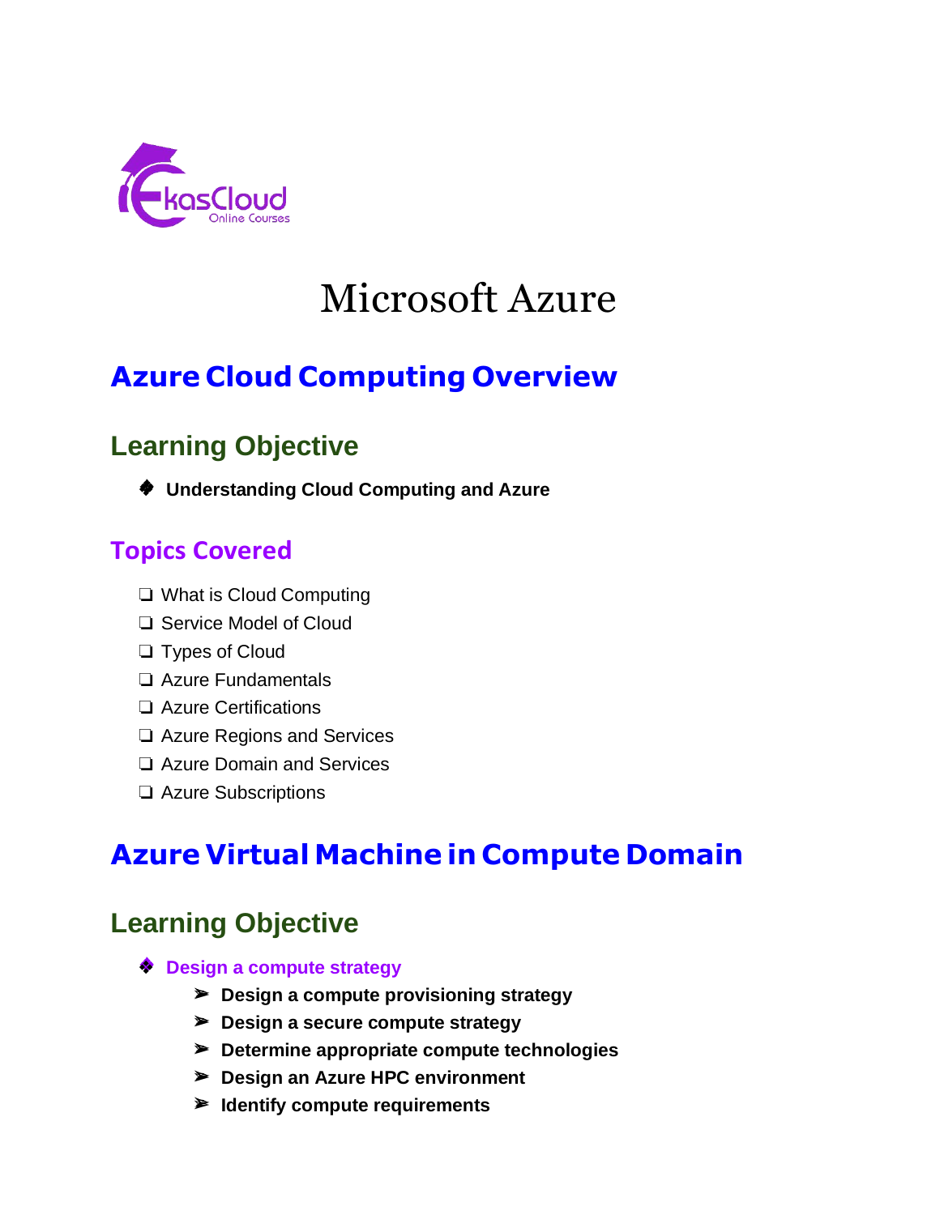# Microsoft Azure

## Azure Cloud Computing Overview

### Learning Objective

- **Understanding Cloud Computing and Azure**

### Topics Covered

- What is Cloud Computing
- Service Model of Cloud
- Types of Cloud
- Azure Fundamentals
- Azure Certifications
- Azure Regions and Services
- Azure Domain and Services
- Azure Subscriptions

## Azure Virtual Machine in Compute Domain

### Learning Objective

- **Design a compute strategy**
  - **Design a compute provisioning strategy**
  - **Design a secure compute strategy**
  - **Determine appropriate compute technologies**
  - **Design an Azure HPC environment**
  - **Identify compute requirements**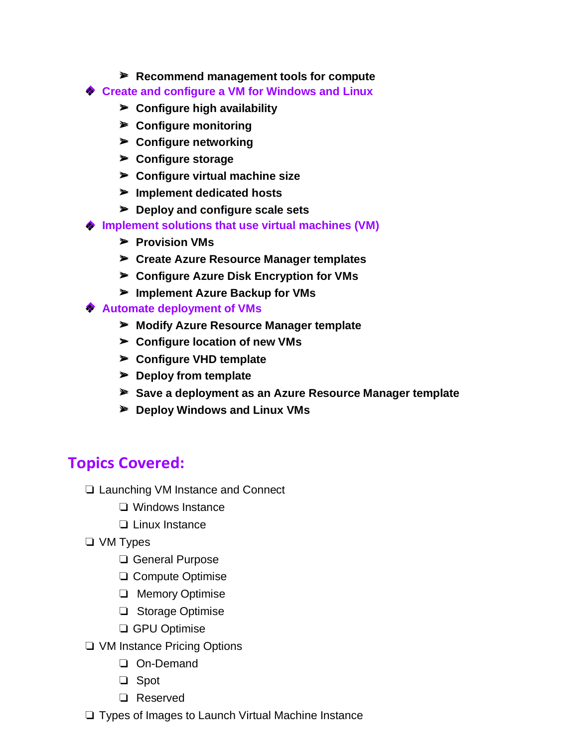- **Recommend management tools for compute**

- **Create and configure a VM for Windows and Linux**
    - **Configure high availability**
    - **Configure monitoring**
    - **Configure networking**
    - **Configure storage**
    - **Configure virtual machine size**
    - **Implement dedicated hosts**
    - **Deploy and configure scale sets**
- **Implement solutions that use virtual machines (VM)**
    - **Provision VMs**
    - **Create Azure Resource Manager templates**
    - **Configure Azure Disk Encryption for VMs**
    - **Implement Azure Backup for VMs**
- **Automate deployment of VMs**
    - **Modify Azure Resource Manager template**
    - **Configure location of new VMs**
    - **Configure VHD template**
    - **Deploy from template**
    - **Save a deployment as an Azure Resource Manager template**
    - **Deploy Windows and Linux VMs**

## Topics Covered:

- Launching VM Instance and Connect
    - Windows Instance
    - Linux Instance
- VM Types
    - General Purpose
    - Compute Optimise
    - Memory Optimise
    - Storage Optimise
    - GPU Optimise
- VM Instance Pricing Options
    - On-Demand
    - Spot
    - Reserved
- Types of Images to Launch Virtual Machine Instance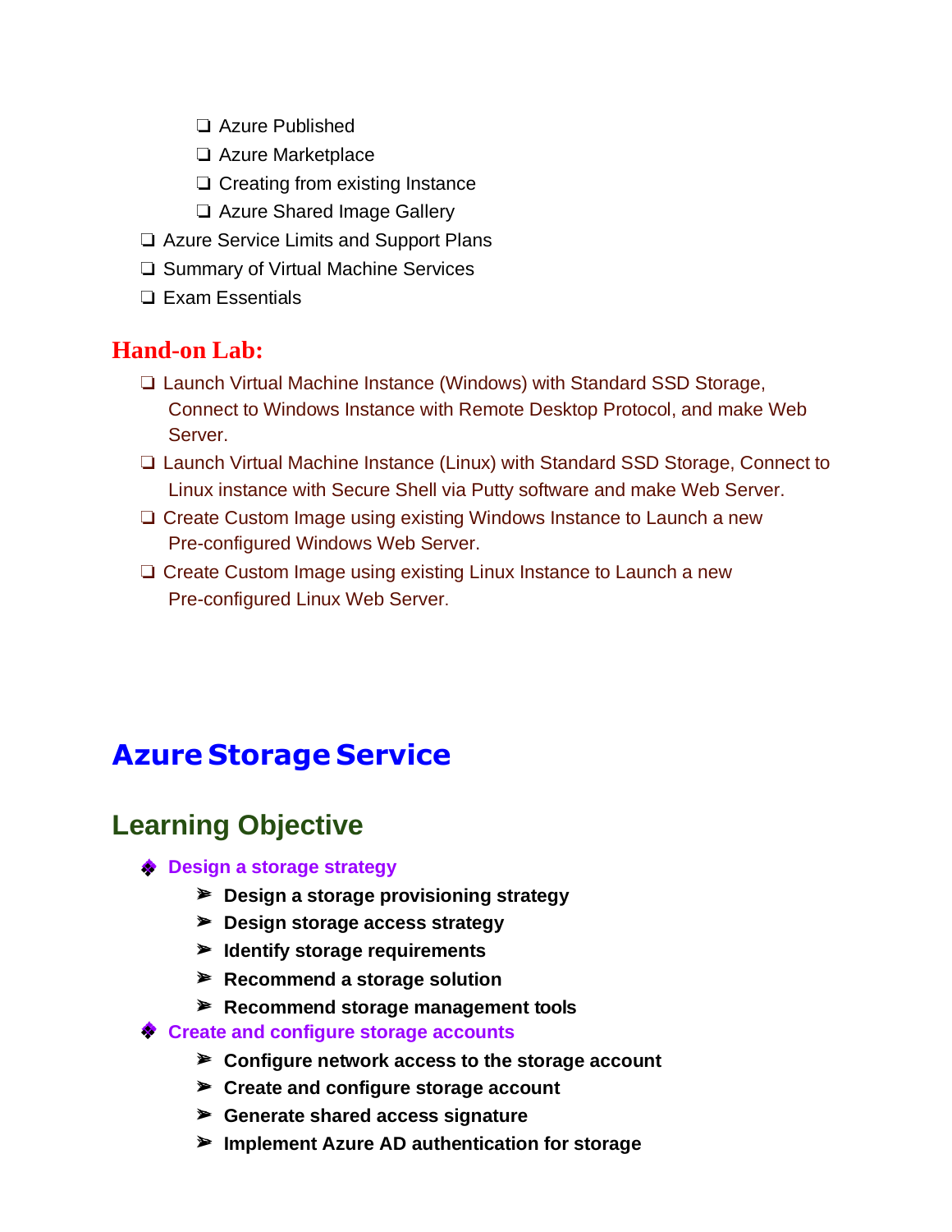- Azure Published
- Azure Marketplace
- Creating from existing Instance
- Azure Shared Image Gallery

- Azure Service Limits and Support Plans
- Summary of Virtual Machine Services
- Exam Essentials

## Hand-on Lab:

- Launch Virtual Machine Instance (Windows) with Standard SSD Storage, Connect to Windows Instance with Remote Desktop Protocol, and make Web Server.
- Launch Virtual Machine Instance (Linux) with Standard SSD Storage, Connect to Linux instance with Secure Shell via Putty software and make Web Server.
- Create Custom Image using existing Windows Instance to Launch a new Pre-configured Windows Web Server.
- Create Custom Image using existing Linux Instance to Launch a new Pre-configured Linux Web Server.

# Azure Storage Service

## Learning Objective

- **Design a storage strategy**
  - **Design a storage provisioning strategy**
  - **Design storage access strategy**
  - **Identify storage requirements**
  - **Recommend a storage solution**
  - **Recommend storage management tools**
- **Create and configure storage accounts**
  - **Configure network access to the storage account**
  - **Create and configure storage account**
  - **Generate shared access signature**
  - **Implement Azure AD authentication for storage**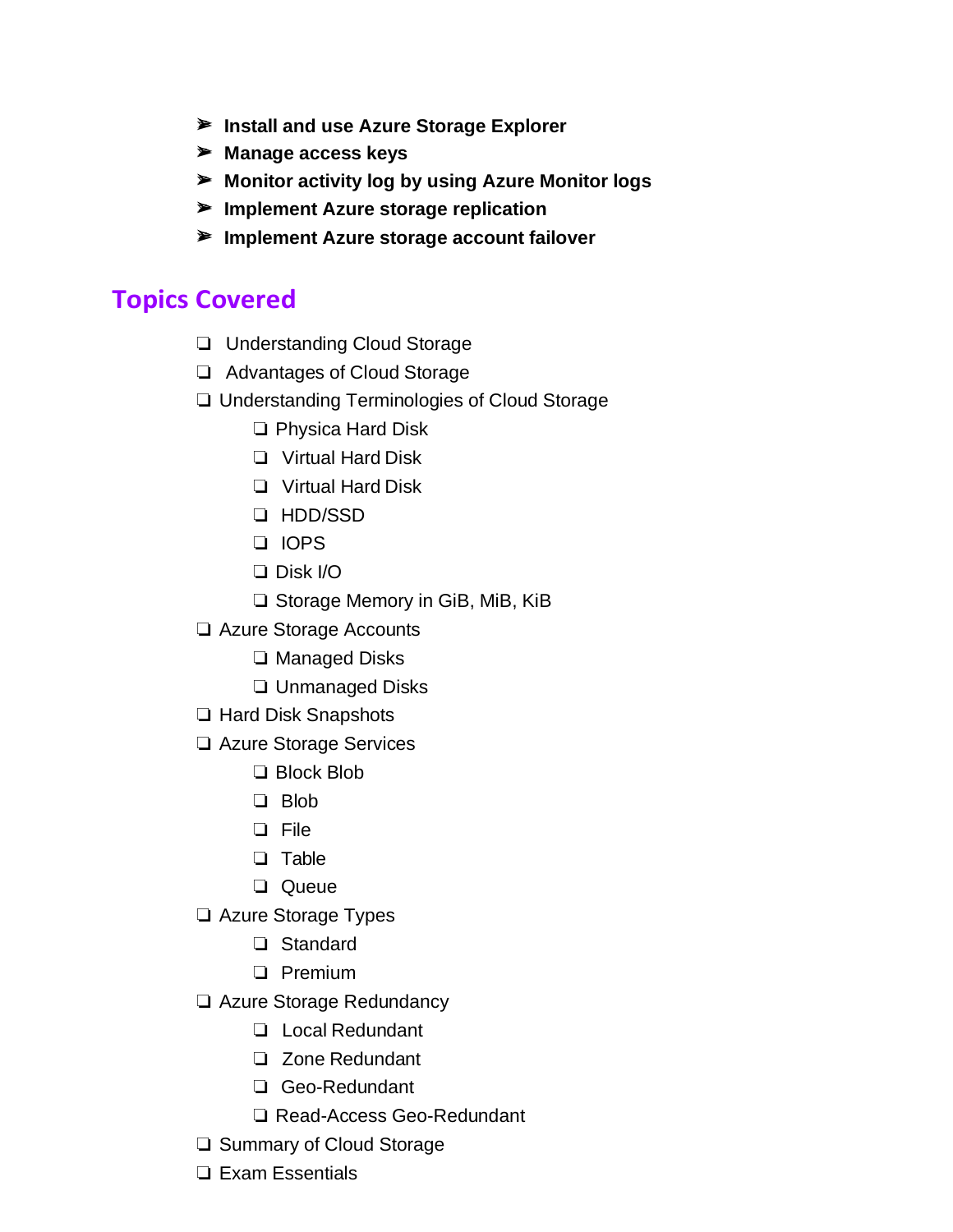- **Install and use Azure Storage Explorer**
- **Manage access keys**
- **Monitor activity log by using Azure Monitor logs**
- **Implement Azure storage replication**
- **Implement Azure storage account failover**

## Topics Covered

- ❑ Understanding Cloud Storage
- ❑ Advantages of Cloud Storage
- ❑ Understanding Terminologies of Cloud Storage
    - ❑ Physica Hard Disk
    - ❑ Virtual Hard Disk
    - ❑ Virtual Hard Disk
    - ❑ HDD/SSD
    - ❑ IOPS
    - ❑ Disk I/O
    - ❑ Storage Memory in GiB, MiB, KiB
- ❑ Azure Storage Accounts
    - ❑ Managed Disks
    - ❑ Unmanaged Disks
- ❑ Hard Disk Snapshots
- ❑ Azure Storage Services
    - ❑ Block Blob
    - ❑ Blob
    - ❑ File
    - ❑ Table
    - ❑ Queue
- ❑ Azure Storage Types
    - ❑ Standard
    - ❑ Premium
- ❑ Azure Storage Redundancy
    - ❑ Local Redundant
    - ❑ Zone Redundant
    - ❑ Geo-Redundant
    - ❑ Read-Access Geo-Redundant
- ❑ Summary of Cloud Storage
- ❑ Exam Essentials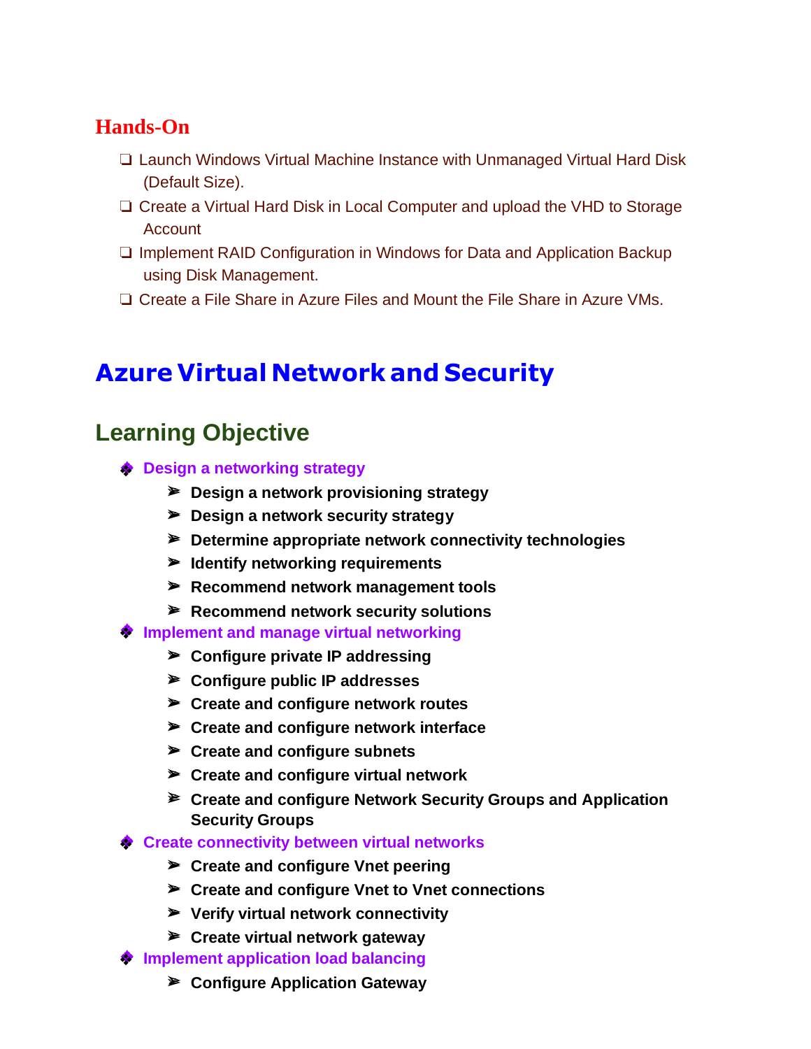### Hands-On

- ❑ Launch Windows Virtual Machine Instance with Unmanaged Virtual Hard Disk (Default Size).
- ❑ Create a Virtual Hard Disk in Local Computer and upload the VHD to Storage Account
- ❑ Implement RAID Configuration in Windows for Data and Application Backup using Disk Management.
- ❑ Create a File Share in Azure Files and Mount the File Share in Azure VMs.

# Azure Virtual Network and Security

## Learning Objective

- **Design a networking strategy**
  - **Design a network provisioning strategy**
  - **Design a network security strategy**
  - **Determine appropriate network connectivity technologies**
  - **Identify networking requirements**
  - **Recommend network management tools**
  - **Recommend network security solutions**
- **Implement and manage virtual networking**
  - **Configure private IP addressing**
  - **Configure public IP addresses**
  - **Create and configure network routes**
  - **Create and configure network interface**
  - **Create and configure subnets**
  - **Create and configure virtual network**
  - **Create and configure Network Security Groups and Application Security Groups**
- **Create connectivity between virtual networks**
  - **Create and configure Vnet peering**
  - **Create and configure Vnet to Vnet connections**
  - **Verify virtual network connectivity**
  - **Create virtual network gateway**
- **Implement application load balancing**
  - **Configure Application Gateway**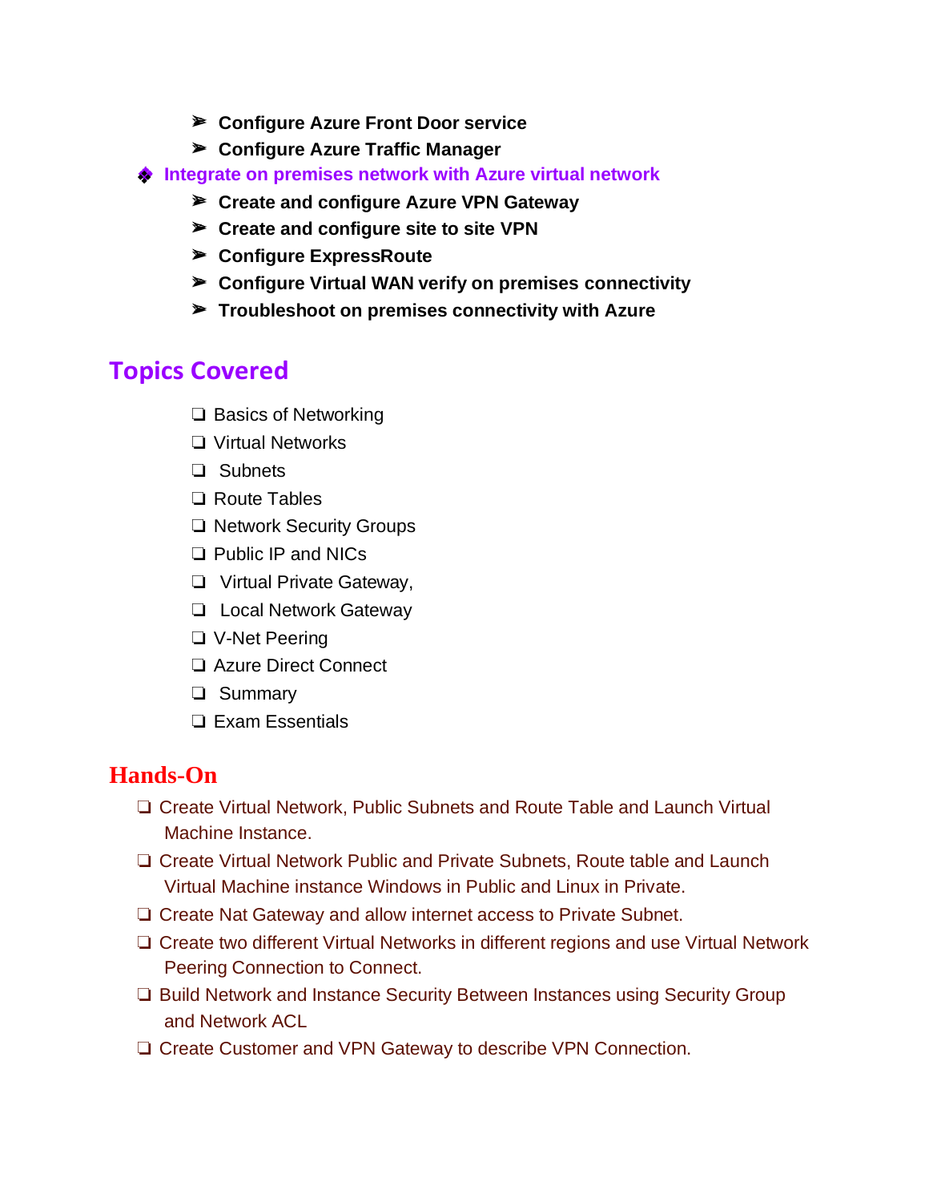- **Configure Azure Front Door service**
   - **Configure Azure Traffic Manager**
- **Integrate on premises network with Azure virtual network**
   - **Create and configure Azure VPN Gateway**
   - **Create and configure site to site VPN**
   - **Configure ExpressRoute**
   - **Configure Virtual WAN verify on premises connectivity**
   - **Troubleshoot on premises connectivity with Azure**

## Topics Covered

- Basics of Networking
- Virtual Networks
- Subnets
- Route Tables
- Network Security Groups
- Public IP and NICs
- Virtual Private Gateway,
- Local Network Gateway
- V-Net Peering
- Azure Direct Connect
- Summary
- Exam Essentials

## Hands-On

- Create Virtual Network, Public Subnets and Route Table and Launch Virtual Machine Instance.
- Create Virtual Network Public and Private Subnets, Route table and Launch Virtual Machine instance Windows in Public and Linux in Private.
- Create Nat Gateway and allow internet access to Private Subnet.
- Create two different Virtual Networks in different regions and use Virtual Network Peering Connection to Connect.
- Build Network and Instance Security Between Instances using Security Group and Network ACL
- Create Customer and VPN Gateway to describe VPN Connection.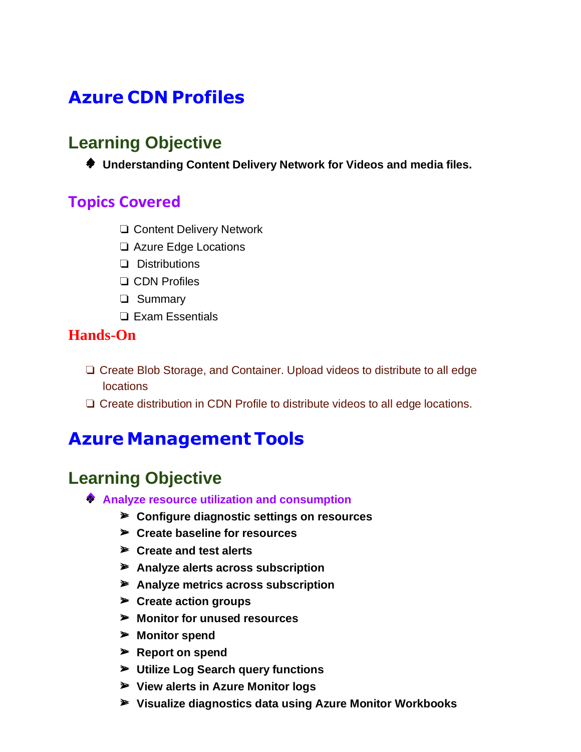# Azure CDN Profiles

## Learning Objective

- **Understanding Content Delivery Network for Videos and media files.**

### Topics Covered

- ❏ Content Delivery Network
- ❏ Azure Edge Locations
- ❏ Distributions
- ❏ CDN Profiles
- ❏ Summary
- ❏ Exam Essentials

### Hands-On

- ❏ Create Blob Storage, and Container. Upload videos to distribute to all edge locations
- ❏ Create distribution in CDN Profile to distribute videos to all edge locations.

# Azure Management Tools

## Learning Objective

- **Analyze resource utilization and consumption**
  - **Configure diagnostic settings on resources**
  - **Create baseline for resources**
  - **Create and test alerts**
  - **Analyze alerts across subscription**
  - **Analyze metrics across subscription**
  - **Create action groups**
  - **Monitor for unused resources**
  - **Monitor spend**
  - **Report on spend**
  - **Utilize Log Search query functions**
  - **View alerts in Azure Monitor logs**
  - **Visualize diagnostics data using Azure Monitor Workbooks**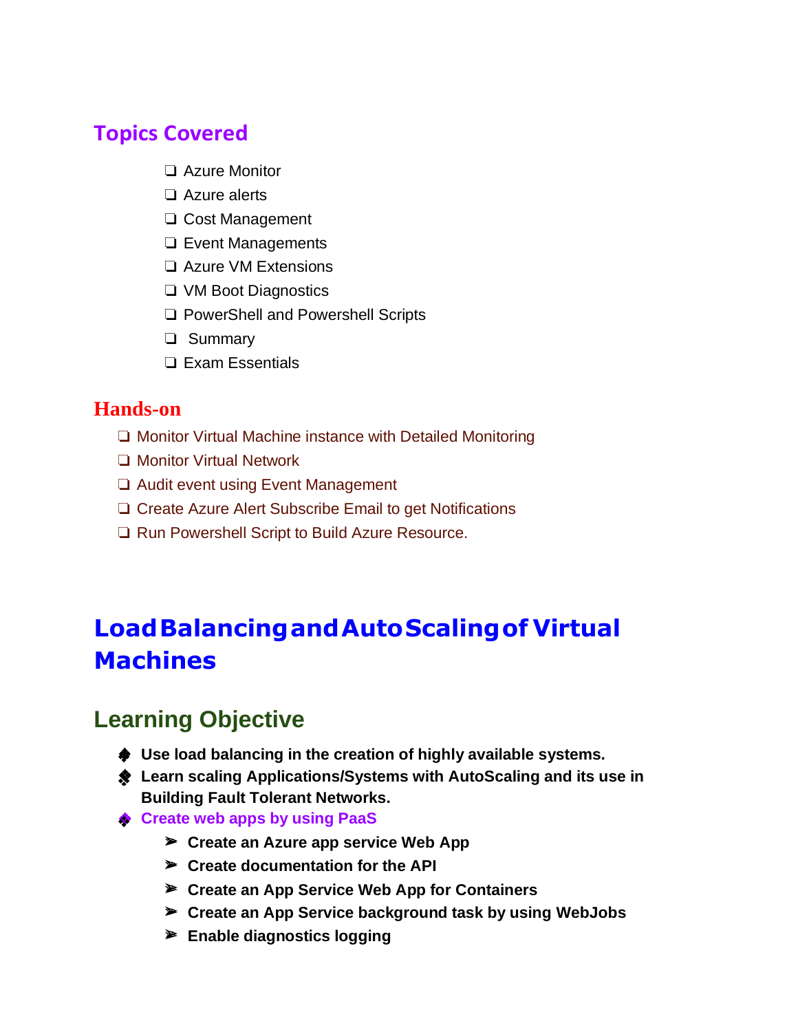## Topics Covered

- ❑ Azure Monitor
- ❑ Azure alerts
- ❑ Cost Management
- ❑ Event Managements
- ❑ Azure VM Extensions
- ❑ VM Boot Diagnostics
- ❑ PowerShell and Powershell Scripts
- ❑ Summary
- ❑ Exam Essentials

## Hands-on

- ❑ Monitor Virtual Machine instance with Detailed Monitoring
- ❑ Monitor Virtual Network
- ❑ Audit event using Event Management
- ❑ Create Azure Alert Subscribe Email to get Notifications
- ❑ Run Powershell Script to Build Azure Resource.

# Load Balancing and Auto Scaling of Virtual Machines

## Learning Objective

- **Use load balancing in the creation of highly available systems.**
- **Learn scaling Applications/Systems with AutoScaling and its use in Building Fault Tolerant Networks.**
- **Create web apps by using PaaS**
  - **Create an Azure app service Web App**
  - **Create documentation for the API**
  - **Create an App Service Web App for Containers**
  - **Create an App Service background task by using WebJobs**
  - **Enable diagnostics logging**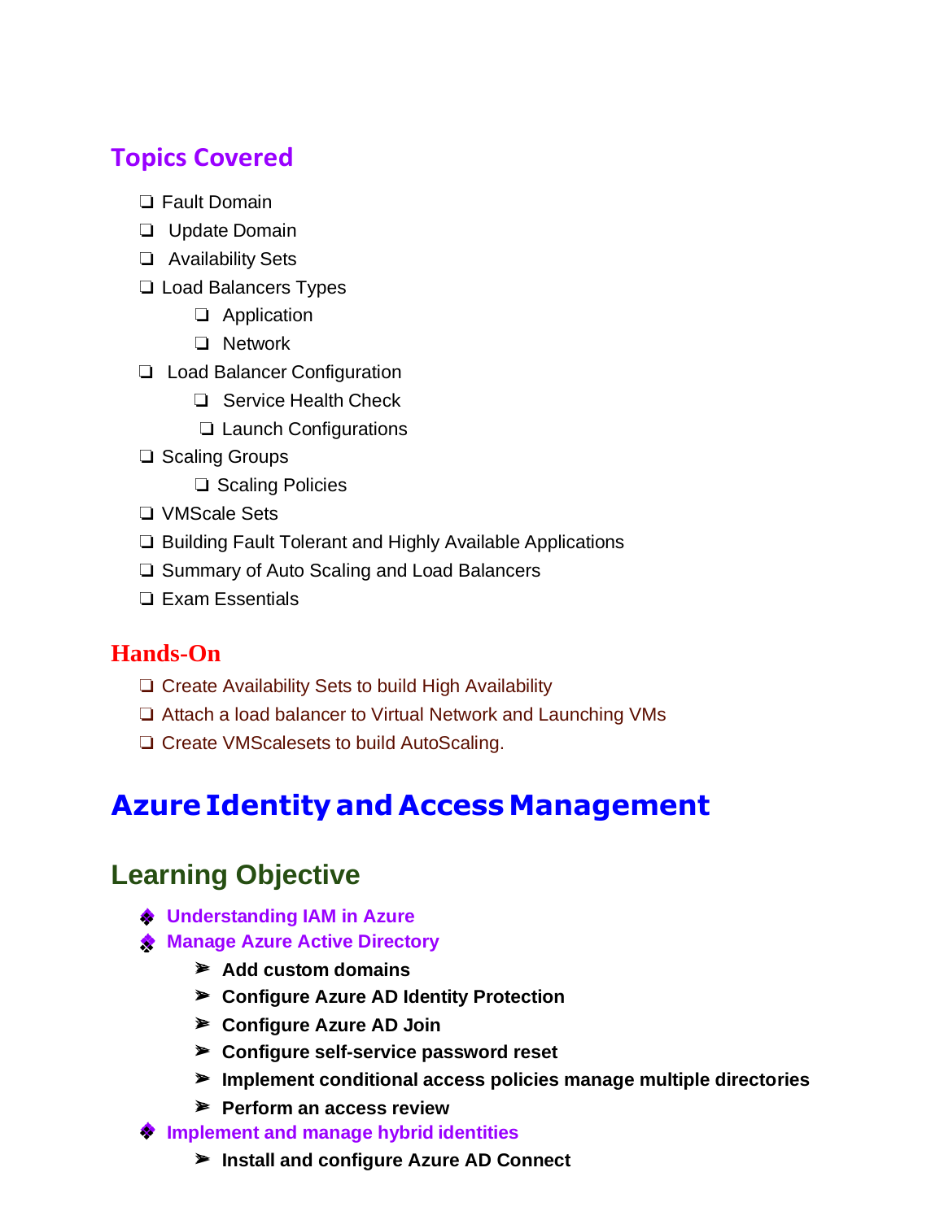## Topics Covered

- Fault Domain
- Update Domain
- Availability Sets
- Load Balancers Types
  - Application
  - Network
- Load Balancer Configuration
  - Service Health Check
  - Launch Configurations
- Scaling Groups
  - Scaling Policies
- VMScale Sets
- Building Fault Tolerant and Highly Available Applications
- Summary of Auto Scaling and Load Balancers
- Exam Essentials

## Hands-On

- Create Availability Sets to build High Availability
- Attach a load balancer to Virtual Network and Launching VMs
- Create VMScalesets to build AutoScaling.

# Azure Identity and Access Management

## Learning Objective

- **Understanding IAM in Azure**
- **Manage Azure Active Directory**
  - **Add custom domains**
  - **Configure Azure AD Identity Protection**
  - **Configure Azure AD Join**
  - **Configure self-service password reset**
  - **Implement conditional access policies manage multiple directories**
  - **Perform an access review**
- **Implement and manage hybrid identities**
  - **Install and configure Azure AD Connect**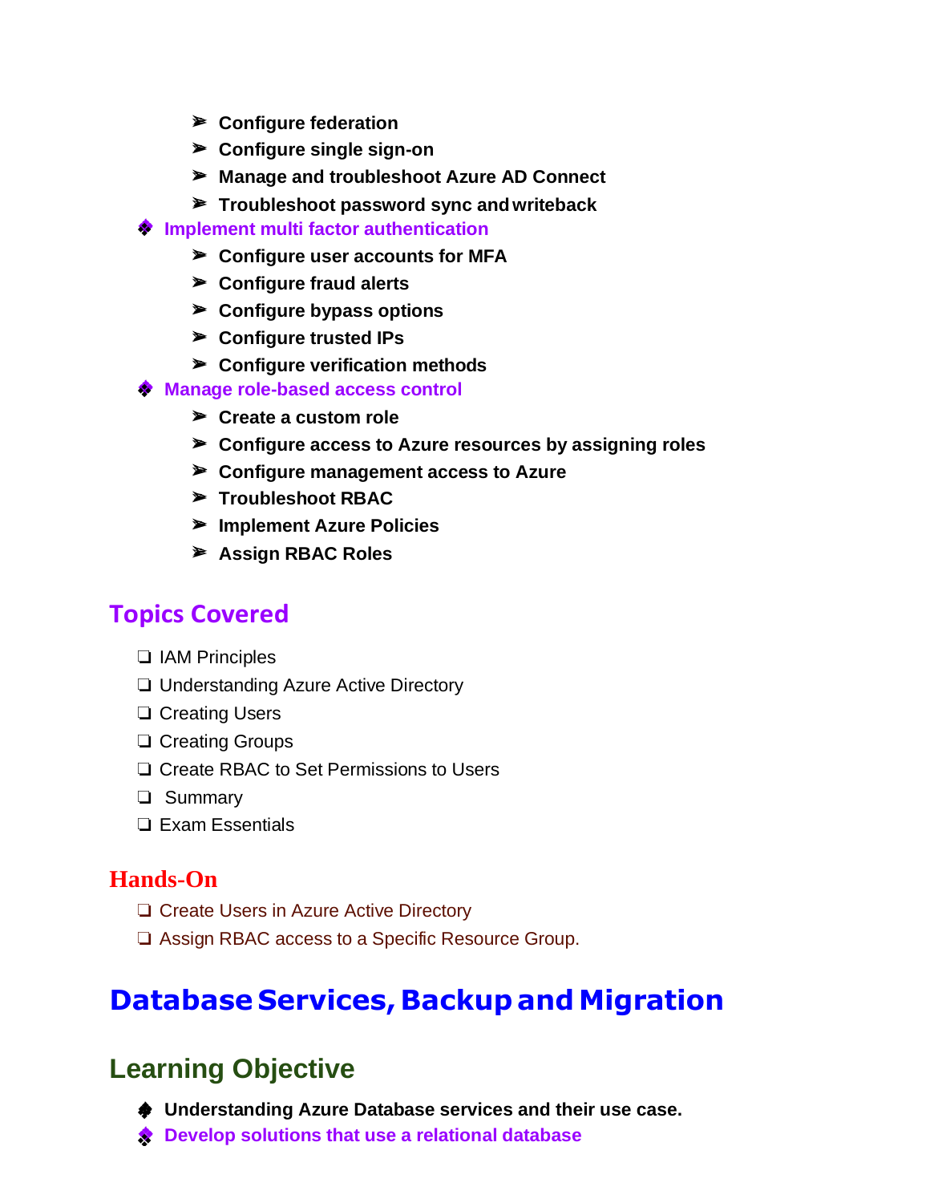- **Configure federation**
  - **Configure single sign-on**
  - **Manage and troubleshoot Azure AD Connect**
  - **Troubleshoot password sync and writeback**
- **Implement multi factor authentication**
  - **Configure user accounts for MFA**
  - **Configure fraud alerts**
  - **Configure bypass options**
  - **Configure trusted IPs**
  - **Configure verification methods**
- **Manage role-based access control**
  - **Create a custom role**
  - **Configure access to Azure resources by assigning roles**
  - **Configure management access to Azure**
  - **Troubleshoot RBAC**
  - **Implement Azure Policies**
  - **Assign RBAC Roles**

## Topics Covered

- IAM Principles
- Understanding Azure Active Directory
- Creating Users
- Creating Groups
- Create RBAC to Set Permissions to Users
- Summary
- Exam Essentials

## Hands-On

- Create Users in Azure Active Directory
- Assign RBAC access to a Specific Resource Group.

# Database Services, Backup and Migration

## Learning Objective

- **Understanding Azure Database services and their use case.**
- **Develop solutions that use a relational database**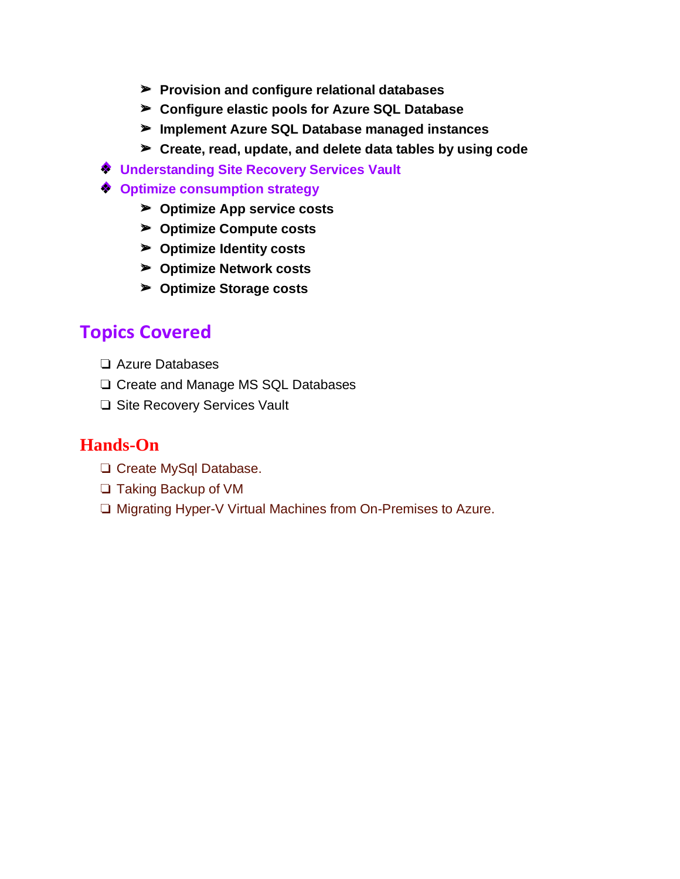- **Provision and configure relational databases**
   - **Configure elastic pools for Azure SQL Database**
   - **Implement Azure SQL Database managed instances**
   - **Create, read, update, and delete data tables by using code**
- **Understanding Site Recovery Services Vault**
- **Optimize consumption strategy**
   - **Optimize App service costs**
   - **Optimize Compute costs**
   - **Optimize Identity costs**
   - **Optimize Network costs**
   - **Optimize Storage costs**

## Topics Covered

- Azure Databases
- Create and Manage MS SQL Databases
- Site Recovery Services Vault

## Hands-On

- Create MySql Database.
- Taking Backup of VM
- Migrating Hyper-V Virtual Machines from On-Premises to Azure.